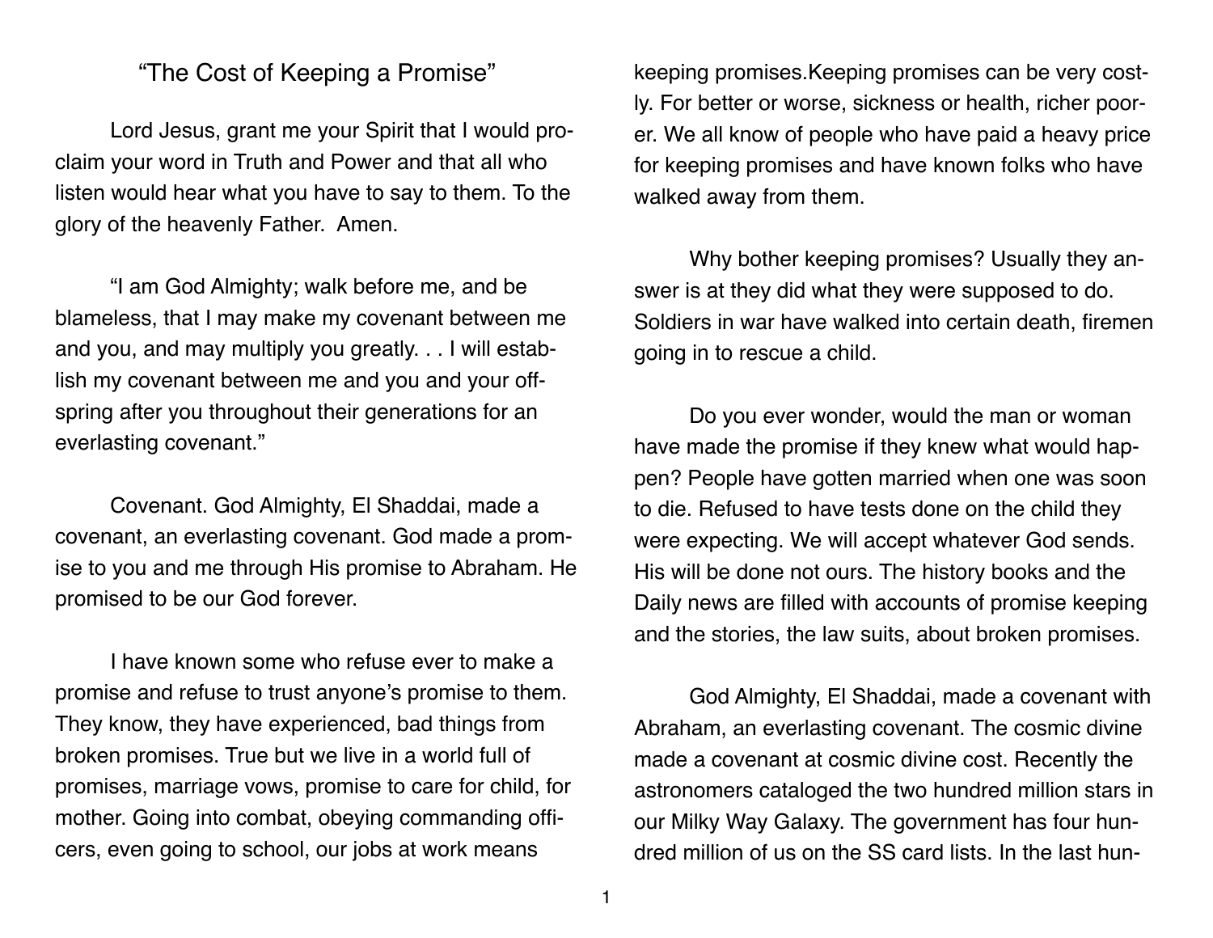# "The Cost of Keeping a Promise"

Lord Jesus, grant me your Spirit that I would proclaim your word in Truth and Power and that all who listen would hear what you have to say to them. To the glory of the heavenly Father. Amen.

"I am God Almighty; walk before me, and be blameless, that I may make my covenant between me and you, and may multiply you greatly. . . I will establish my covenant between me and you and your offspring after you throughout their generations for an everlasting covenant."

Covenant. God Almighty, El Shaddai, made a covenant, an everlasting covenant. God made a promise to you and me through His promise to Abraham. He promised to be our God forever.

I have known some who refuse ever to make a promise and refuse to trust anyone's promise to them. They know, they have experienced, bad things from broken promises. True but we live in a world full of promises, marriage vows, promise to care for child, for mother. Going into combat, obeying commanding officers, even going to school, our jobs at work means keeping promises.Keeping promises can be very costly. For better or worse, sickness or health, richer poorer. We all know of people who have paid a heavy price for keeping promises and have known folks who have walked away from them.

Why bother keeping promises? Usually they answer is at they did what they were supposed to do. Soldiers in war have walked into certain death, firemen going in to rescue a child.

Do you ever wonder, would the man or woman have made the promise if they knew what would happen? People have gotten married when one was soon to die. Refused to have tests done on the child they were expecting. We will accept whatever God sends. His will be done not ours. The history books and the Daily news are filled with accounts of promise keeping and the stories, the law suits, about broken promises.

God Almighty, El Shaddai, made a covenant with Abraham, an everlasting covenant. The cosmic divine made a covenant at cosmic divine cost. Recently the astronomers cataloged the two hundred million stars in our Milky Way Galaxy. The government has four hundred million of us on the SS card lists. In the last hun-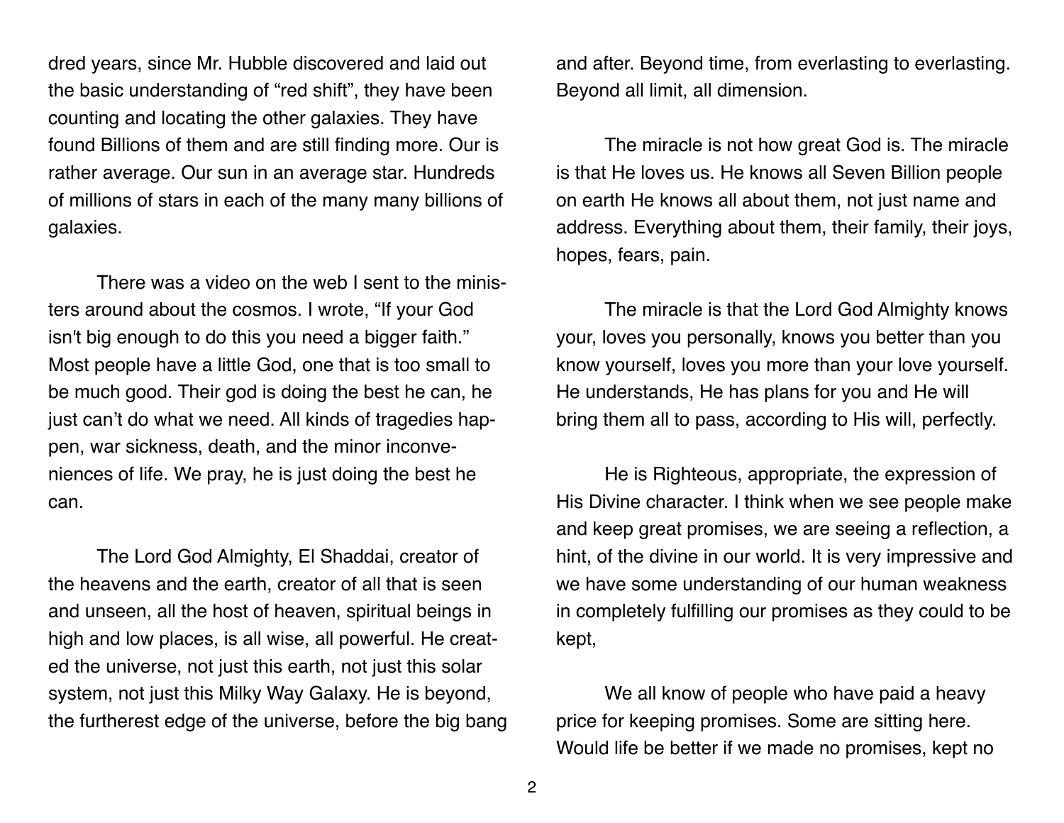dred years, since Mr. Hubble discovered and laid out the basic understanding of "red shift", they have been counting and locating the other galaxies. They have found Billions of them and are still finding more. Our is rather average. Our sun in an average star. Hundreds of millions of stars in each of the many many billions of galaxies.

There was a video on the web I sent to the ministers around about the cosmos. I wrote, "If your God isn't big enough to do this you need a bigger faith." Most people have a little God, one that is too small to be much good. Their god is doing the best he can, he just can't do what we need. All kinds of tragedies happen, war sickness, death, and the minor inconveniences of life. We pray, he is just doing the best he can.

The Lord God Almighty, El Shaddai, creator of the heavens and the earth, creator of all that is seen and unseen, all the host of heaven, spiritual beings in high and low places, is all wise, all powerful. He created the universe, not just this earth, not just this solar system, not just this Milky Way Galaxy. He is beyond, the furtherest edge of the universe, before the big bang and after. Beyond time, from everlasting to everlasting. Beyond all limit, all dimension.

The miracle is not how great God is. The miracle is that He loves us. He knows all Seven Billion people on earth He knows all about them, not just name and address. Everything about them, their family, their joys, hopes, fears, pain.

The miracle is that the Lord God Almighty knows your, loves you personally, knows you better than you know yourself, loves you more than your love yourself. He understands, He has plans for you and He will bring them all to pass, according to His will, perfectly.

He is Righteous, appropriate, the expression of His Divine character. I think when we see people make and keep great promises, we are seeing a reflection, a hint, of the divine in our world. It is very impressive and we have some understanding of our human weakness in completely fulfilling our promises as they could to be kept,

We all know of people who have paid a heavy price for keeping promises. Some are sitting here. Would life be better if we made no promises, kept no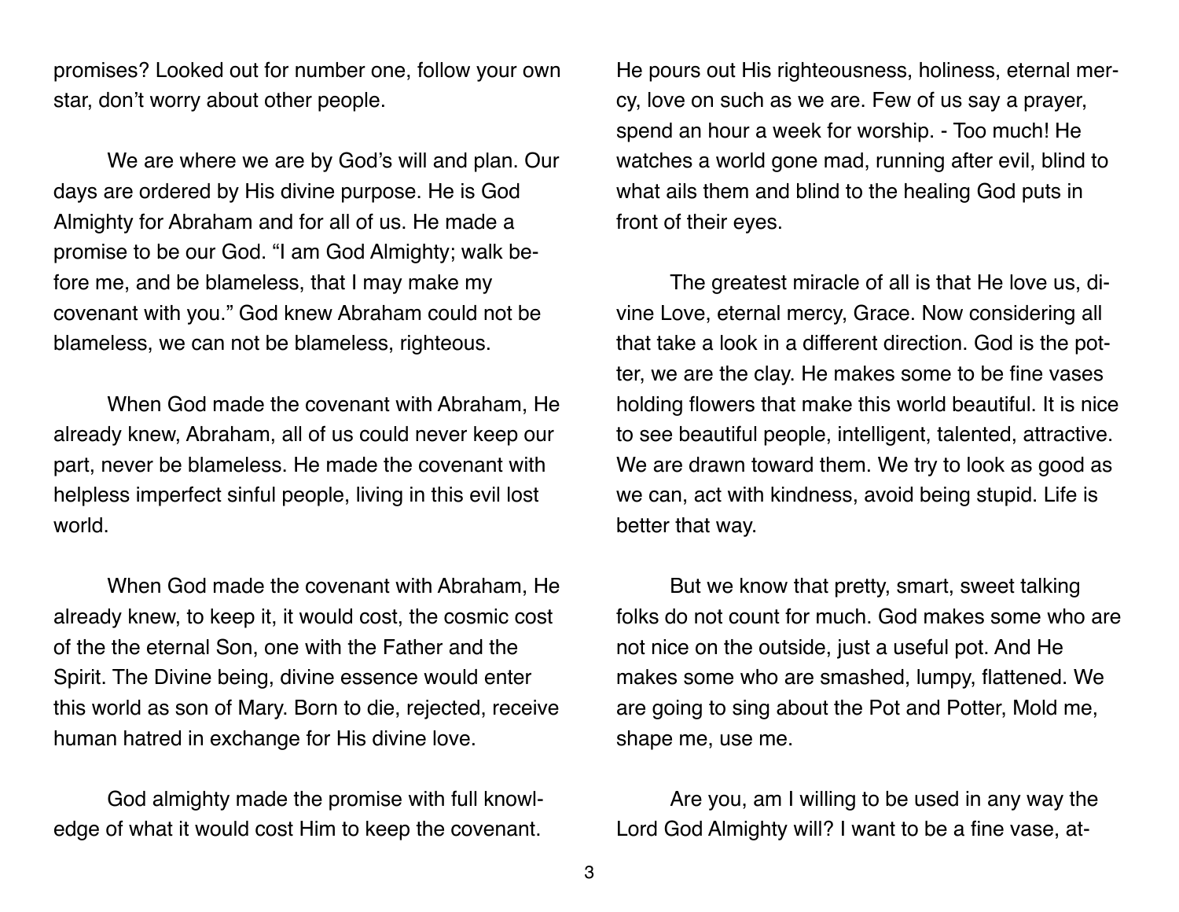promises? Looked out for number one, follow your own star, don't worry about other people.

We are where we are by God's will and plan. Our days are ordered by His divine purpose. He is God Almighty for Abraham and for all of us. He made a promise to be our God. "I am God Almighty; walk before me, and be blameless, that I may make my covenant with you." God knew Abraham could not be blameless, we can not be blameless, righteous.

When God made the covenant with Abraham, He already knew, Abraham, all of us could never keep our part, never be blameless. He made the covenant with helpless imperfect sinful people, living in this evil lost world.

When God made the covenant with Abraham, He already knew, to keep it, it would cost, the cosmic cost of the the eternal Son, one with the Father and the Spirit. The Divine being, divine essence would enter this world as son of Mary. Born to die, rejected, receive human hatred in exchange for His divine love.

God almighty made the promise with full knowledge of what it would cost Him to keep the covenant. He pours out His righteousness, holiness, eternal mercy, love on such as we are. Few of us say a prayer, spend an hour a week for worship. - Too much! He watches a world gone mad, running after evil, blind to what ails them and blind to the healing God puts in front of their eyes.

The greatest miracle of all is that He love us, divine Love, eternal mercy, Grace. Now considering all that take a look in a different direction. God is the potter, we are the clay. He makes some to be fine vases holding flowers that make this world beautiful. It is nice to see beautiful people, intelligent, talented, attractive. We are drawn toward them. We try to look as good as we can, act with kindness, avoid being stupid. Life is better that way.

But we know that pretty, smart, sweet talking folks do not count for much. God makes some who are not nice on the outside, just a useful pot. And He makes some who are smashed, lumpy, flattened. We are going to sing about the Pot and Potter, Mold me, shape me, use me.

Are you, am I willing to be used in any way the Lord God Almighty will? I want to be a fine vase, at-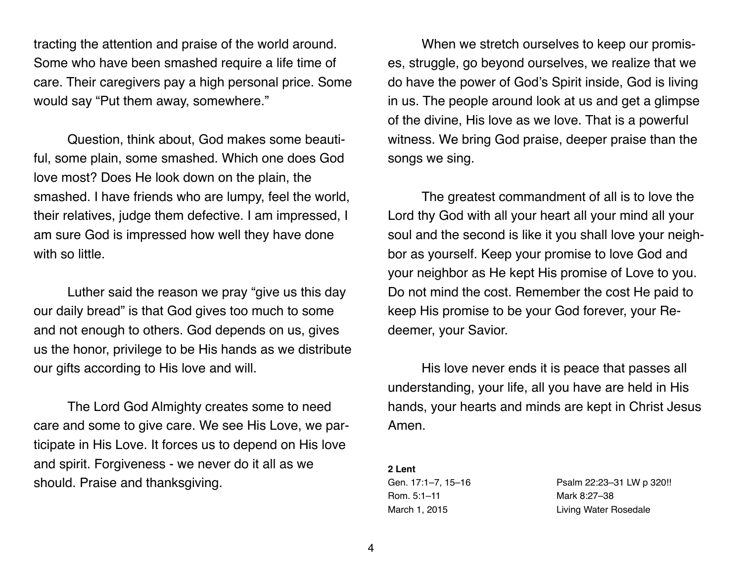tracting the attention and praise of the world around. Some who have been smashed require a life time of care. Their caregivers pay a high personal price. Some would say “Put them away, somewhere.”

Question, think about, God makes some beautiful, some plain, some smashed. Which one does God love most? Does He look down on the plain, the smashed. I have friends who are lumpy, feel the world, their relatives, judge them defective. I am impressed, I am sure God is impressed how well they have done with so little.

Luther said the reason we pray “give us this day our daily bread” is that God gives too much to some and not enough to others. God depends on us, gives us the honor, privilege to be His hands as we distribute our gifts according to His love and will.

The Lord God Almighty creates some to need care and some to give care. We see His Love, we participate in His Love. It forces us to depend on His love and spirit. Forgiveness - we never do it all as we should. Praise and thanksgiving.

When we stretch ourselves to keep our promises, struggle, go beyond ourselves, we realize that we do have the power of God’s Spirit inside, God is living in us. The people around look at us and get a glimpse of the divine, His love as we love. That is a powerful witness. We bring God praise, deeper praise than the songs we sing.

The greatest commandment of all is to love the Lord thy God with all your heart all your mind all your soul and the second is like it you shall love your neighbor as yourself. Keep your promise to love God and your neighbor as He kept His promise of Love to you. Do not mind the cost. Remember the cost He paid to keep His promise to be your God forever, your Redeemer, your Savior.

His love never ends it is peace that passes all understanding, your life, all you have are held in His hands, your hearts and minds are kept in Christ Jesus Amen.

**2 Lent**

| | |
|---|---|
| Gen. 17:1–7, 15–16 | Psalm 22:23–31 LW p 320!! |
| Rom. 5:1–11 | Mark 8:27–38 |
| March 1, 2015 | Living Water Rosedale |